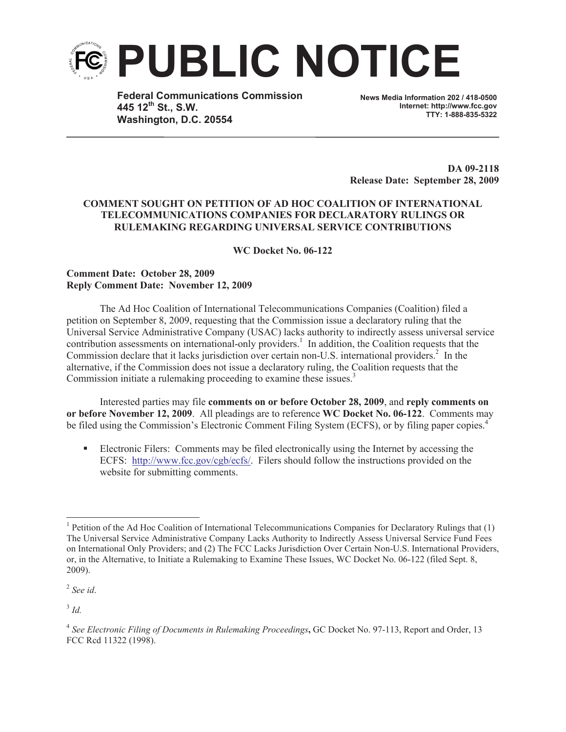# PUBLIC NOTICE

**Federal Communications Commission**
**445 12th St., S.W.**
**Washington, D.C. 20554**

**News Media Information 202 / 418-0500**
**Internet: http://www.fcc.gov**
**TTY: 1-888-835-5322**

**DA 09-2118**
**Release Date: September 28, 2009**

**COMMENT SOUGHT ON PETITION OF AD HOC COALITION OF INTERNATIONAL TELECOMMUNICATIONS COMPANIES FOR DECLARATORY RULINGS OR RULEMAKING REGARDING UNIVERSAL SERVICE CONTRIBUTIONS**

**WC Docket No. 06-122**

**Comment Date: October 28, 2009**
**Reply Comment Date: November 12, 2009**

The Ad Hoc Coalition of International Telecommunications Companies (Coalition) filed a petition on September 8, 2009, requesting that the Commission issue a declaratory ruling that the Universal Service Administrative Company (USAC) lacks authority to indirectly assess universal service contribution assessments on international-only providers.[1] In addition, the Coalition requests that the Commission declare that it lacks jurisdiction over certain non-U.S. international providers.[2] In the alternative, if the Commission does not issue a declaratory ruling, the Coalition requests that the Commission initiate a rulemaking proceeding to examine these issues.[3]

Interested parties may file **comments on or before October 28, 2009**, and **reply comments on or before November 12, 2009**. All pleadings are to reference **WC Docket No. 06-122**. Comments may be filed using the Commission's Electronic Comment Filing System (ECFS), or by filing paper copies.[4]

- Electronic Filers: Comments may be filed electronically using the Internet by accessing the ECFS: http://www.fcc.gov/cgb/ecfs/. Filers should follow the instructions provided on the website for submitting comments.

---

[1] Petition of the Ad Hoc Coalition of International Telecommunications Companies for Declaratory Rulings that (1) The Universal Service Administrative Company Lacks Authority to Indirectly Assess Universal Service Fund Fees on International Only Providers; and (2) The FCC Lacks Jurisdiction Over Certain Non-U.S. International Providers, or, in the Alternative, to Initiate a Rulemaking to Examine These Issues, WC Docket No. 06-122 (filed Sept. 8, 2009).

[2] *See id*.

[3] *Id.*

[4] *See Electronic Filing of Documents in Rulemaking Proceedings***,** GC Docket No. 97-113, Report and Order, 13 FCC Rcd 11322 (1998).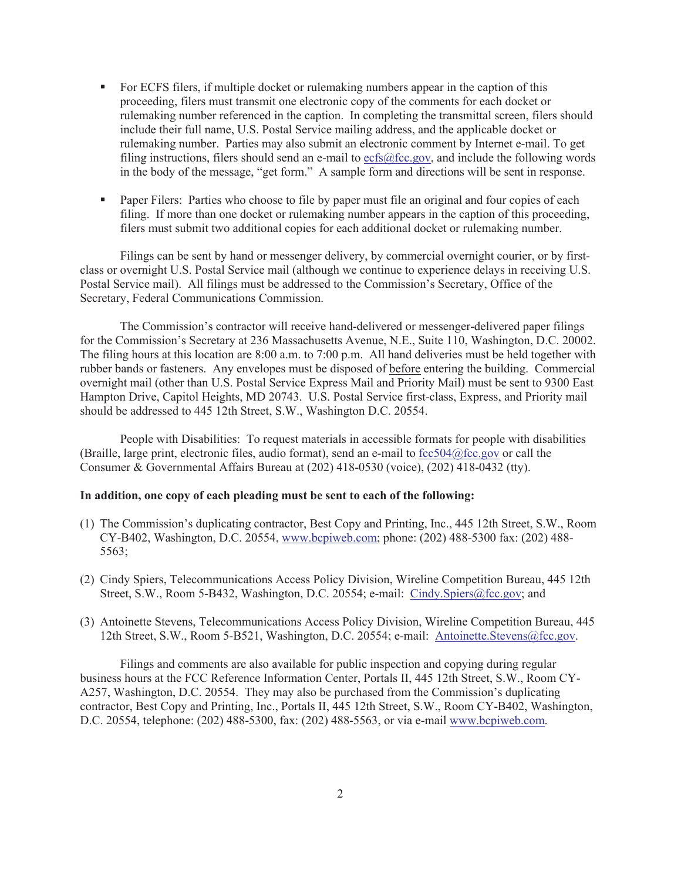- For ECFS filers, if multiple docket or rulemaking numbers appear in the caption of this proceeding, filers must transmit one electronic copy of the comments for each docket or rulemaking number referenced in the caption. In completing the transmittal screen, filers should include their full name, U.S. Postal Service mailing address, and the applicable docket or rulemaking number. Parties may also submit an electronic comment by Internet e-mail. To get filing instructions, filers should send an e-mail to ecfs@fcc.gov, and include the following words in the body of the message, "get form." A sample form and directions will be sent in response.

- Paper Filers: Parties who choose to file by paper must file an original and four copies of each filing. If more than one docket or rulemaking number appears in the caption of this proceeding, filers must submit two additional copies for each additional docket or rulemaking number.

Filings can be sent by hand or messenger delivery, by commercial overnight courier, or by first-class or overnight U.S. Postal Service mail (although we continue to experience delays in receiving U.S. Postal Service mail). All filings must be addressed to the Commission's Secretary, Office of the Secretary, Federal Communications Commission.

The Commission's contractor will receive hand-delivered or messenger-delivered paper filings for the Commission's Secretary at 236 Massachusetts Avenue, N.E., Suite 110, Washington, D.C. 20002. The filing hours at this location are 8:00 a.m. to 7:00 p.m. All hand deliveries must be held together with rubber bands or fasteners. Any envelopes must be disposed of before entering the building. Commercial overnight mail (other than U.S. Postal Service Express Mail and Priority Mail) must be sent to 9300 East Hampton Drive, Capitol Heights, MD 20743. U.S. Postal Service first-class, Express, and Priority mail should be addressed to 445 12th Street, S.W., Washington D.C. 20554.

People with Disabilities: To request materials in accessible formats for people with disabilities (Braille, large print, electronic files, audio format), send an e-mail to fcc504@fcc.gov or call the Consumer & Governmental Affairs Bureau at (202) 418-0530 (voice), (202) 418-0432 (tty).

**In addition, one copy of each pleading must be sent to each of the following:**

(1) The Commission's duplicating contractor, Best Copy and Printing, Inc., 445 12th Street, S.W., Room CY-B402, Washington, D.C. 20554, www.bcpiweb.com; phone: (202) 488-5300 fax: (202) 488-5563;

(2) Cindy Spiers, Telecommunications Access Policy Division, Wireline Competition Bureau, 445 12th Street, S.W., Room 5-B432, Washington, D.C. 20554; e-mail: Cindy.Spiers@fcc.gov; and

(3) Antoinette Stevens, Telecommunications Access Policy Division, Wireline Competition Bureau, 445 12th Street, S.W., Room 5-B521, Washington, D.C. 20554; e-mail: Antoinette.Stevens@fcc.gov.

Filings and comments are also available for public inspection and copying during regular business hours at the FCC Reference Information Center, Portals II, 445 12th Street, S.W., Room CY-A257, Washington, D.C. 20554. They may also be purchased from the Commission's duplicating contractor, Best Copy and Printing, Inc., Portals II, 445 12th Street, S.W., Room CY-B402, Washington, D.C. 20554, telephone: (202) 488-5300, fax: (202) 488-5563, or via e-mail www.bcpiweb.com.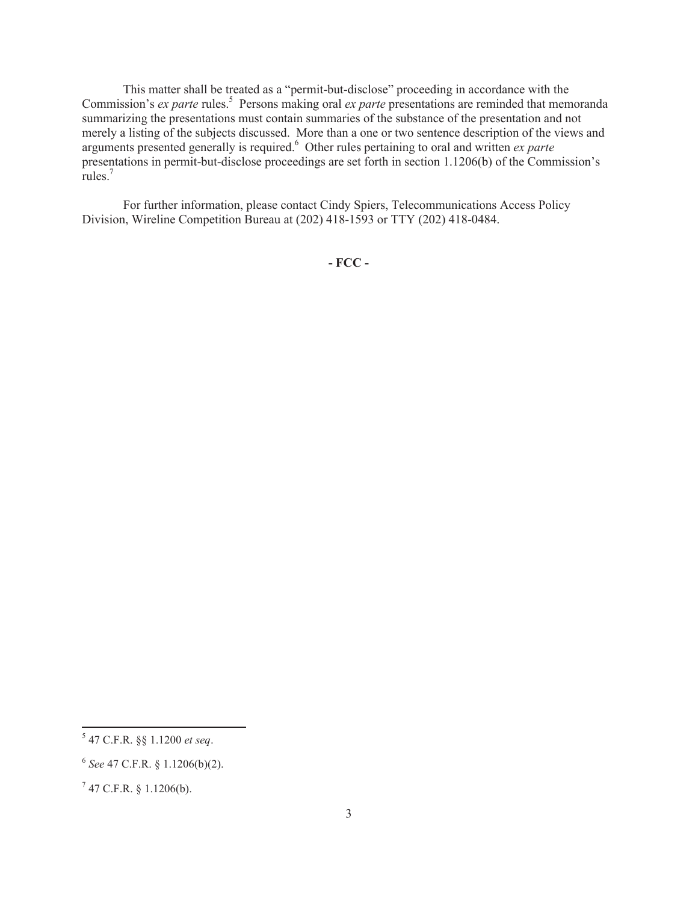This matter shall be treated as a "permit-but-disclose" proceeding in accordance with the Commission's *ex parte* rules.[5] Persons making oral *ex parte* presentations are reminded that memoranda summarizing the presentations must contain summaries of the substance of the presentation and not merely a listing of the subjects discussed. More than a one or two sentence description of the views and arguments presented generally is required.[6] Other rules pertaining to oral and written *ex parte* presentations in permit-but-disclose proceedings are set forth in section 1.1206(b) of the Commission's rules.[7]

For further information, please contact Cindy Spiers, Telecommunications Access Policy Division, Wireline Competition Bureau at (202) 418-1593 or TTY (202) 418-0484.

**- FCC -**

---

[5] 47 C.F.R. §§ 1.1200 *et seq*.

[6] *See* 47 C.F.R. § 1.1206(b)(2).

[7] 47 C.F.R. § 1.1206(b).